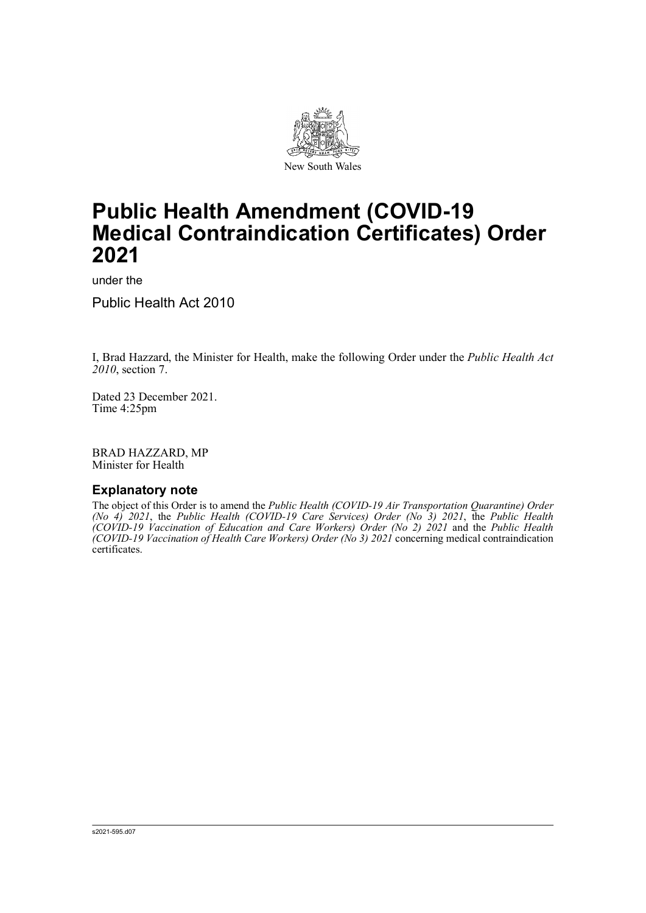New South Wales

# Public Health Amendment (COVID-19 Medical Contraindication Certificates) Order 2021

under the

Public Health Act 2010

I, Brad Hazzard, the Minister for Health, make the following Order under the *Public Health Act 2010*, section 7.

Dated 23 December 2021.
Time 4:25pm

BRAD HAZZARD, MP
Minister for Health

## Explanatory note

The object of this Order is to amend the *Public Health (COVID-19 Air Transportation Quarantine) Order (No 4) 2021*, the *Public Health (COVID-19 Care Services) Order (No 3) 2021*, the *Public Health (COVID-19 Vaccination of Education and Care Workers) Order (No 2) 2021* and the *Public Health (COVID-19 Vaccination of Health Care Workers) Order (No 3) 2021* concerning medical contraindication certificates.

s2021-595.d07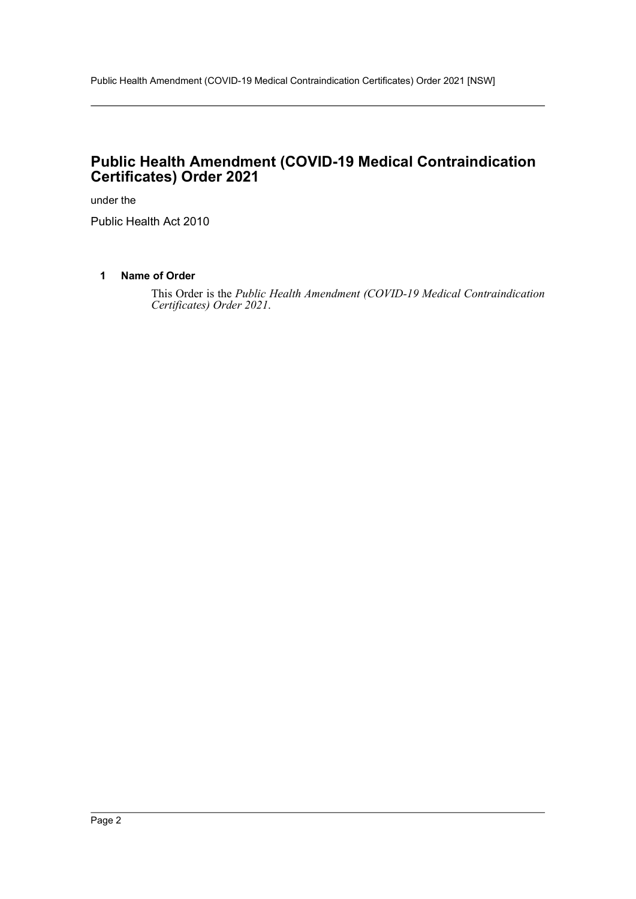# Public Health Amendment (COVID-19 Medical Contraindication Certificates) Order 2021

under the

Public Health Act 2010

### 1 Name of Order

This Order is the *Public Health Amendment (COVID-19 Medical Contraindication Certificates) Order 2021*.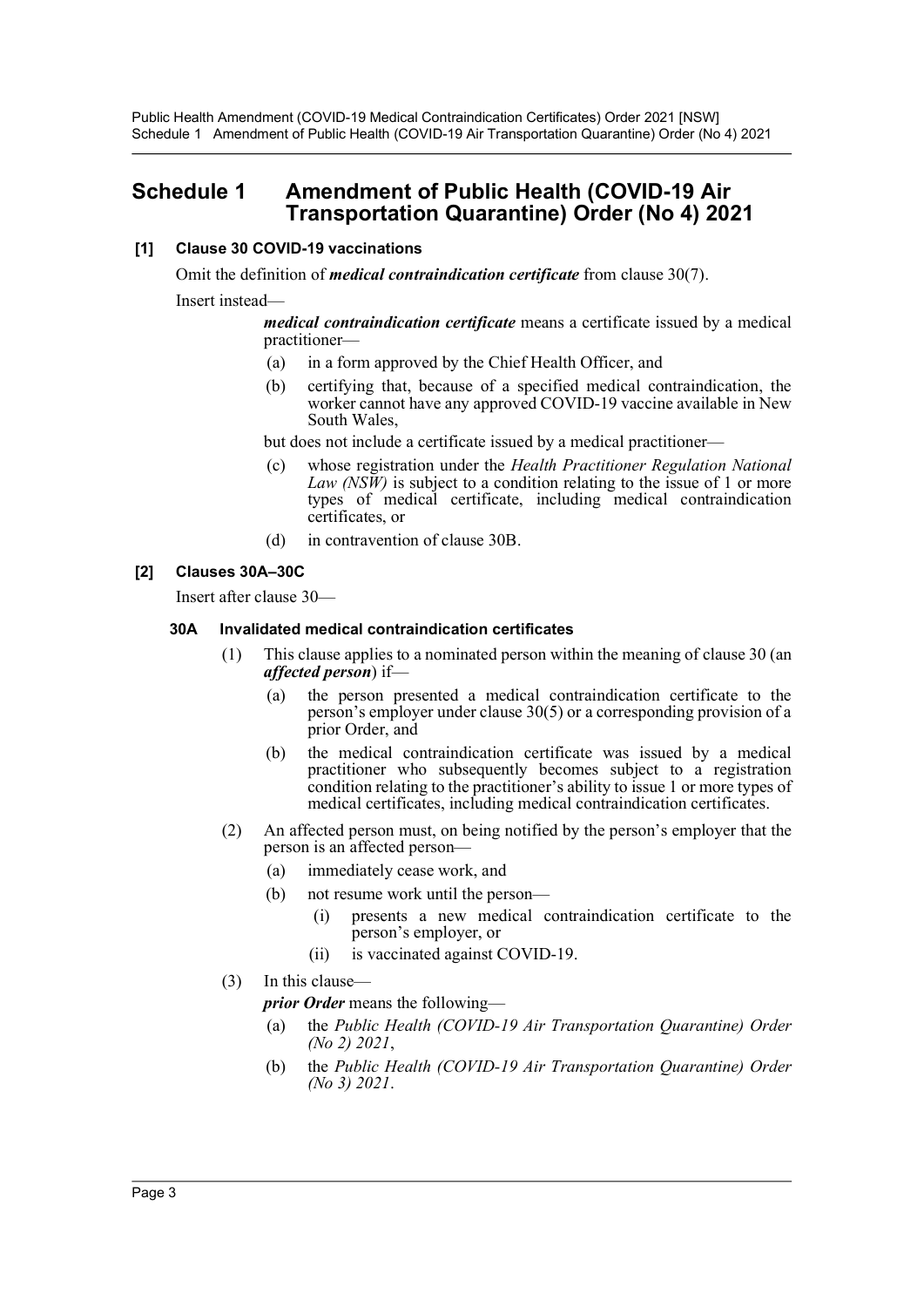# Schedule 1 Amendment of Public Health (COVID-19 Air Transportation Quarantine) Order (No 4) 2021

### [1] Clause 30 COVID-19 vaccinations

Omit the definition of ***medical contraindication certificate*** from clause 30(7).

Insert instead—

> ***medical contraindication certificate*** means a certificate issued by a medical practitioner—
>
> (a) in a form approved by the Chief Health Officer, and
>
> (b) certifying that, because of a specified medical contraindication, the worker cannot have any approved COVID-19 vaccine available in New South Wales,
>
> but does not include a certificate issued by a medical practitioner—
>
> (c) whose registration under the *Health Practitioner Regulation National Law (NSW)* is subject to a condition relating to the issue of 1 or more types of medical certificate, including medical contraindication certificates, or
>
> (d) in contravention of clause 30B.

### [2] Clauses 30A–30C

Insert after clause 30—

#### 30A Invalidated medical contraindication certificates

(1) This clause applies to a nominated person within the meaning of clause 30 (an ***affected person***) if—

- (a) the person presented a medical contraindication certificate to the person's employer under clause 30(5) or a corresponding provision of a prior Order, and
- (b) the medical contraindication certificate was issued by a medical practitioner who subsequently becomes subject to a registration condition relating to the practitioner's ability to issue 1 or more types of medical certificates, including medical contraindication certificates.

(2) An affected person must, on being notified by the person's employer that the person is an affected person—

- (a) immediately cease work, and
- (b) not resume work until the person—
  - (i) presents a new medical contraindication certificate to the person's employer, or
  - (ii) is vaccinated against COVID-19.

(3) In this clause—

***prior Order*** means the following—

- (a) the *Public Health (COVID-19 Air Transportation Quarantine) Order (No 2) 2021*,
- (b) the *Public Health (COVID-19 Air Transportation Quarantine) Order (No 3) 2021*.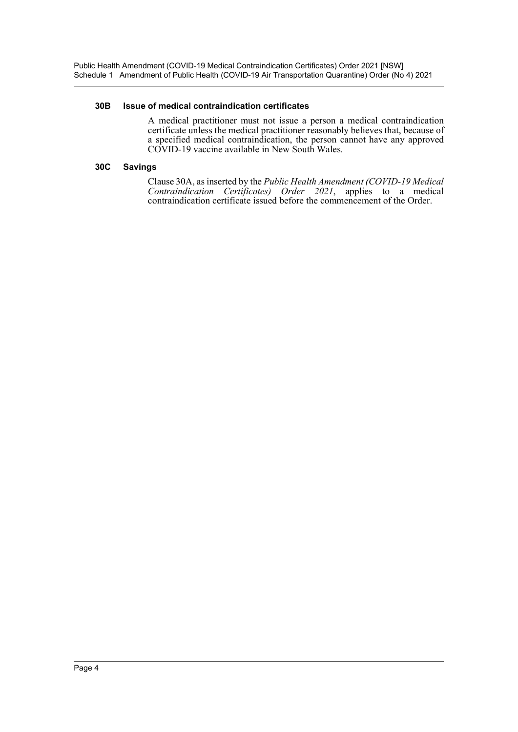### 30B Issue of medical contraindication certificates

A medical practitioner must not issue a person a medical contraindication certificate unless the medical practitioner reasonably believes that, because of a specified medical contraindication, the person cannot have any approved COVID-19 vaccine available in New South Wales.

### 30C Savings

Clause 30A, as inserted by the *Public Health Amendment (COVID-19 Medical Contraindication Certificates) Order 2021*, applies to a medical contraindication certificate issued before the commencement of the Order.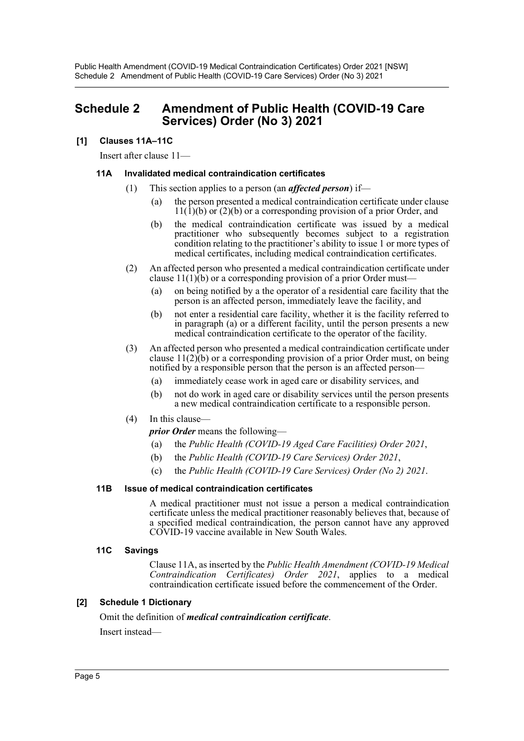# Schedule 2 Amendment of Public Health (COVID-19 Care Services) Order (No 3) 2021

### [1] Clauses 11A–11C

Insert after clause 11—

#### 11A Invalidated medical contraindication certificates

(1) This section applies to a person (an ***affected person***) if—

(a) the person presented a medical contraindication certificate under clause 11(1)(b) or (2)(b) or a corresponding provision of a prior Order, and

(b) the medical contraindication certificate was issued by a medical practitioner who subsequently becomes subject to a registration condition relating to the practitioner's ability to issue 1 or more types of medical certificates, including medical contraindication certificates.

(2) An affected person who presented a medical contraindication certificate under clause 11(1)(b) or a corresponding provision of a prior Order must—

(a) on being notified by a the operator of a residential care facility that the person is an affected person, immediately leave the facility, and

(b) not enter a residential care facility, whether it is the facility referred to in paragraph (a) or a different facility, until the person presents a new medical contraindication certificate to the operator of the facility.

(3) An affected person who presented a medical contraindication certificate under clause 11(2)(b) or a corresponding provision of a prior Order must, on being notified by a responsible person that the person is an affected person—

(a) immediately cease work in aged care or disability services, and

(b) not do work in aged care or disability services until the person presents a new medical contraindication certificate to a responsible person.

(4) In this clause—

***prior Order*** means the following—

(a) the *Public Health (COVID-19 Aged Care Facilities) Order 2021*,

(b) the *Public Health (COVID-19 Care Services) Order 2021*,

(c) the *Public Health (COVID-19 Care Services) Order (No 2) 2021*.

#### 11B Issue of medical contraindication certificates

A medical practitioner must not issue a person a medical contraindication certificate unless the medical practitioner reasonably believes that, because of a specified medical contraindication, the person cannot have any approved COVID-19 vaccine available in New South Wales.

#### 11C Savings

Clause 11A, as inserted by the *Public Health Amendment (COVID-19 Medical Contraindication Certificates) Order 2021*, applies to a medical contraindication certificate issued before the commencement of the Order.

### [2] Schedule 1 Dictionary

Omit the definition of ***medical contraindication certificate***.

Insert instead—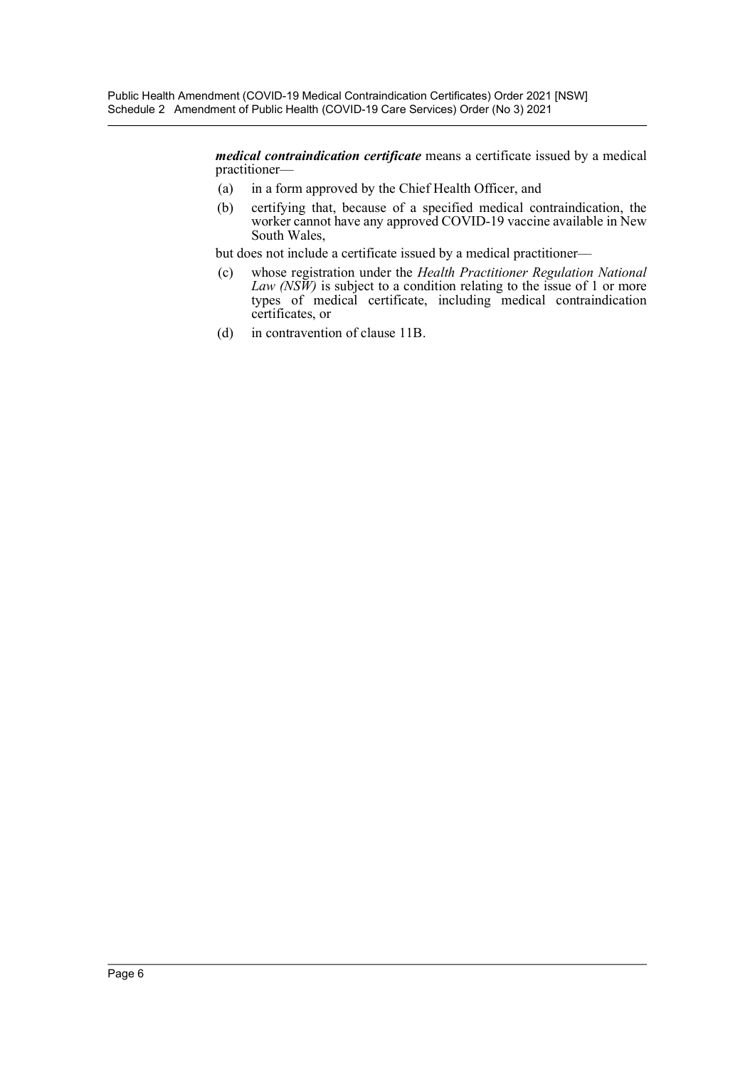***medical contraindication certificate*** means a certificate issued by a medical practitioner—

(a) in a form approved by the Chief Health Officer, and

(b) certifying that, because of a specified medical contraindication, the worker cannot have any approved COVID-19 vaccine available in New South Wales,

but does not include a certificate issued by a medical practitioner—

(c) whose registration under the *Health Practitioner Regulation National Law (NSW)* is subject to a condition relating to the issue of 1 or more types of medical certificate, including medical contraindication certificates, or

(d) in contravention of clause 11B.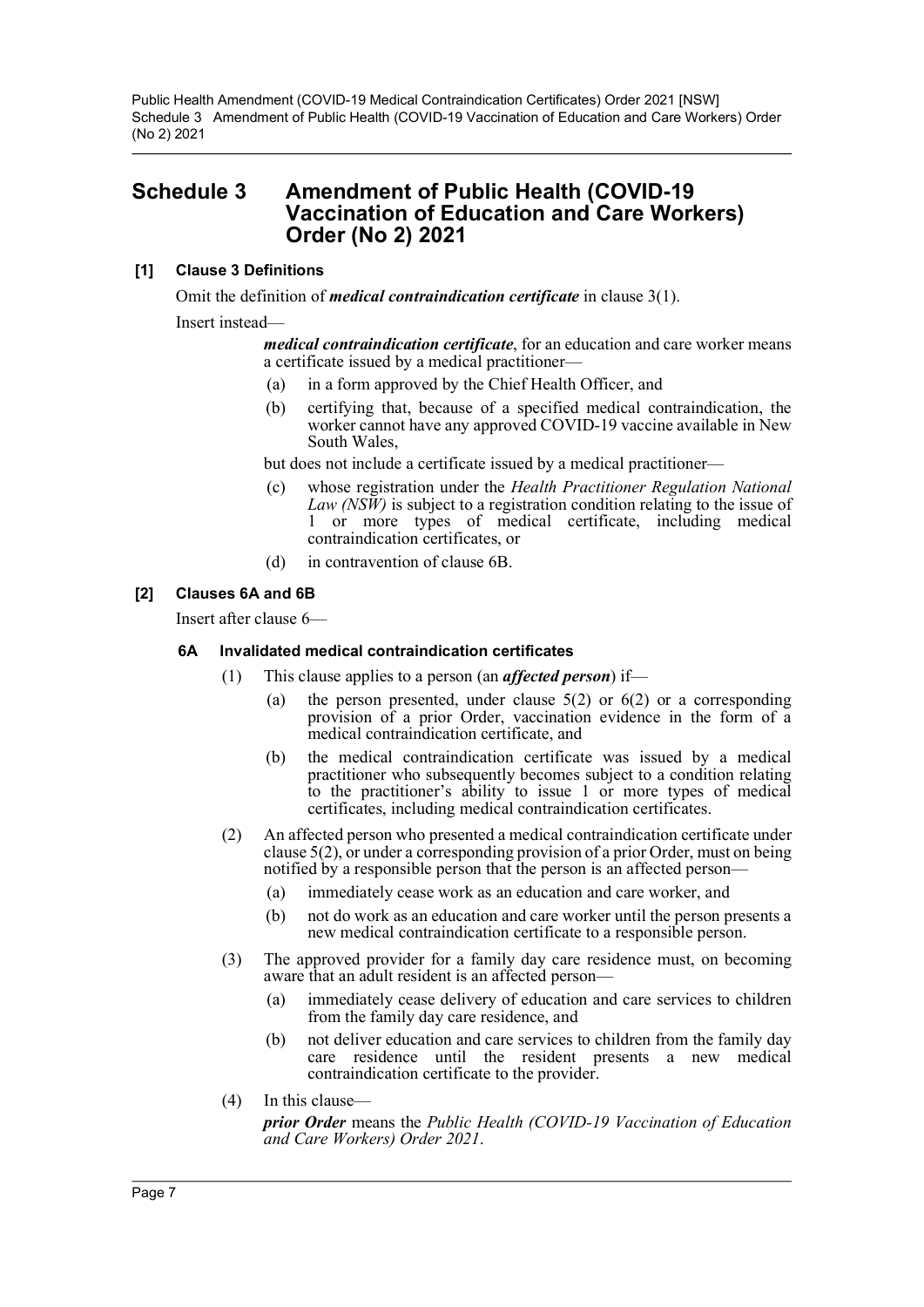# Schedule 3 Amendment of Public Health (COVID-19 Vaccination of Education and Care Workers) Order (No 2) 2021

## [1] Clause 3 Definitions

Omit the definition of ***medical contraindication certificate*** in clause 3(1).

Insert instead—

> ***medical contraindication certificate***, for an education and care worker means a certificate issued by a medical practitioner—
>
> (a) in a form approved by the Chief Health Officer, and
>
> (b) certifying that, because of a specified medical contraindication, the worker cannot have any approved COVID-19 vaccine available in New South Wales,
>
> but does not include a certificate issued by a medical practitioner—
>
> (c) whose registration under the *Health Practitioner Regulation National Law (NSW)* is subject to a registration condition relating to the issue of 1 or more types of medical certificate, including medical contraindication certificates, or
>
> (d) in contravention of clause 6B.

## [2] Clauses 6A and 6B

Insert after clause 6—

### 6A Invalidated medical contraindication certificates

(1) This clause applies to a person (an ***affected person***) if—

   (a) the person presented, under clause 5(2) or 6(2) or a corresponding provision of a prior Order, vaccination evidence in the form of a medical contraindication certificate, and

   (b) the medical contraindication certificate was issued by a medical practitioner who subsequently becomes subject to a condition relating to the practitioner's ability to issue 1 or more types of medical certificates, including medical contraindication certificates.

(2) An affected person who presented a medical contraindication certificate under clause 5(2), or under a corresponding provision of a prior Order, must on being notified by a responsible person that the person is an affected person—

   (a) immediately cease work as an education and care worker, and

   (b) not do work as an education and care worker until the person presents a new medical contraindication certificate to a responsible person.

(3) The approved provider for a family day care residence must, on becoming aware that an adult resident is an affected person—

   (a) immediately cease delivery of education and care services to children from the family day care residence, and

   (b) not deliver education and care services to children from the family day care residence until the resident presents a new medical contraindication certificate to the provider.

(4) In this clause—

   ***prior Order*** means the *Public Health (COVID-19 Vaccination of Education and Care Workers) Order 2021*.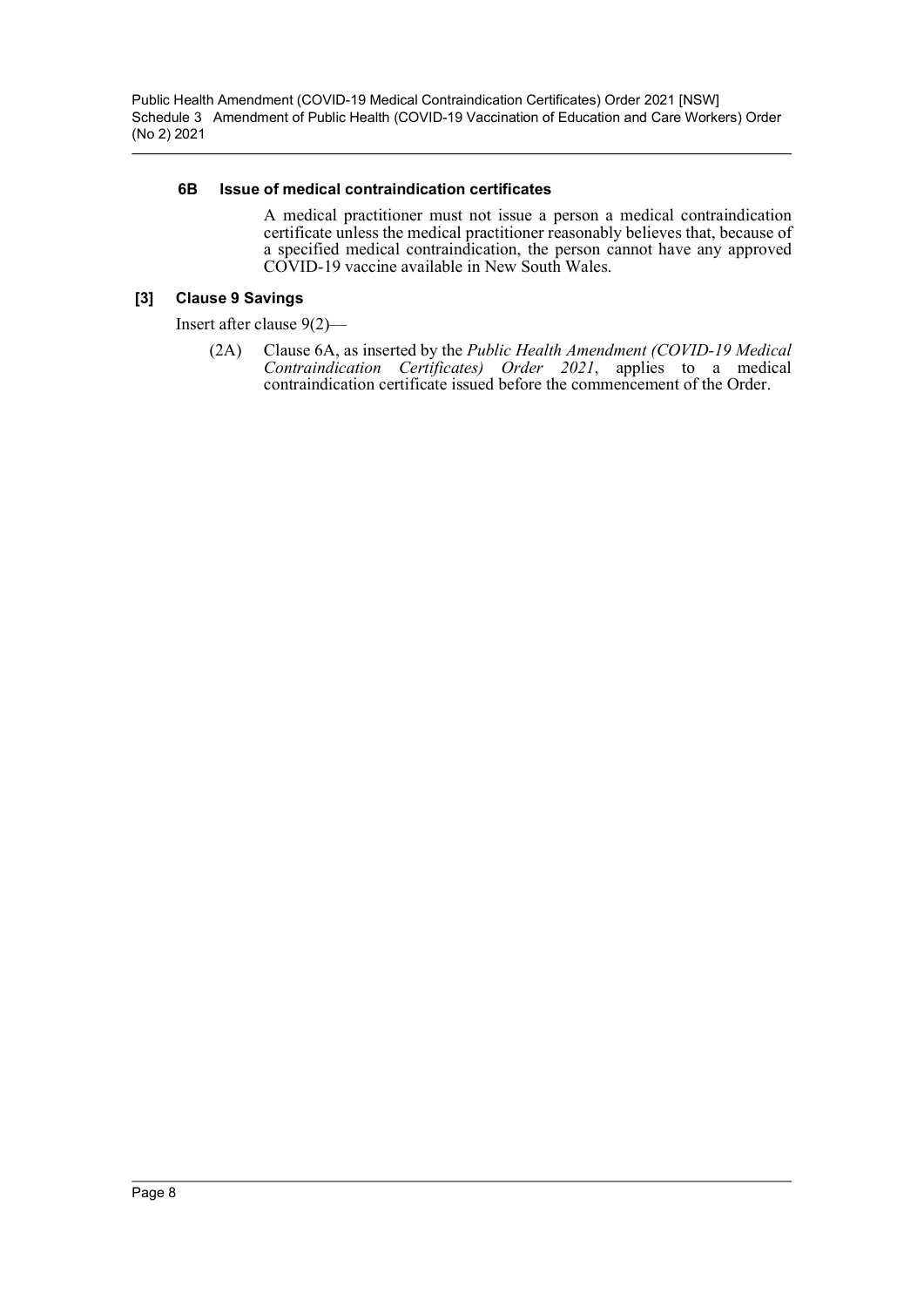#### 6B Issue of medical contraindication certificates

A medical practitioner must not issue a person a medical contraindication certificate unless the medical practitioner reasonably believes that, because of a specified medical contraindication, the person cannot have any approved COVID-19 vaccine available in New South Wales.

### [3] Clause 9 Savings

Insert after clause 9(2)—

(2A) Clause 6A, as inserted by the *Public Health Amendment (COVID-19 Medical Contraindication Certificates) Order 2021*, applies to a medical contraindication certificate issued before the commencement of the Order.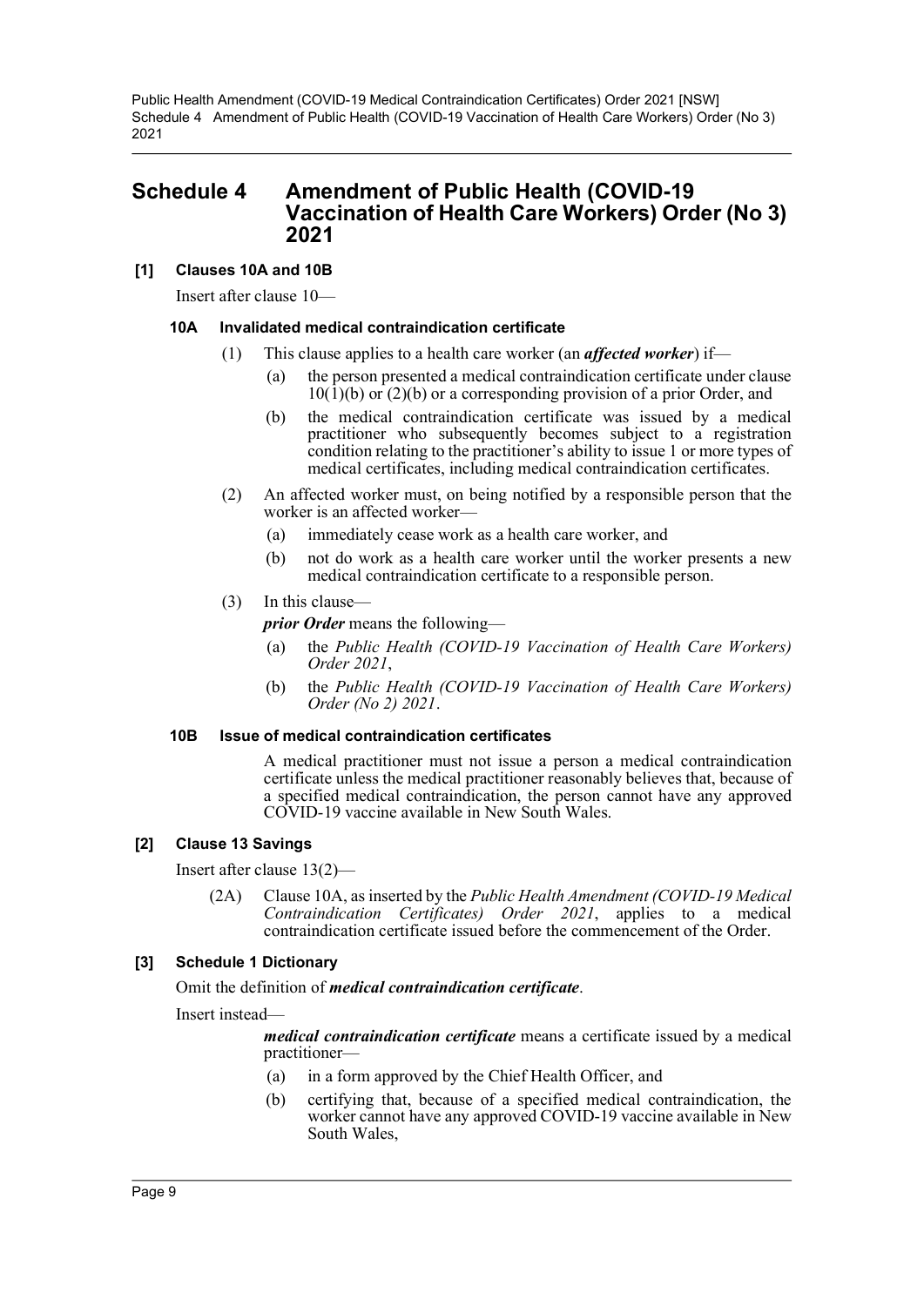# Schedule 4 Amendment of Public Health (COVID-19 Vaccination of Health Care Workers) Order (No 3) 2021

## [1] Clauses 10A and 10B

Insert after clause 10—

### 10A Invalidated medical contraindication certificate

(1) This clause applies to a health care worker (an ***affected worker***) if—

(a) the person presented a medical contraindication certificate under clause 10(1)(b) or (2)(b) or a corresponding provision of a prior Order, and

(b) the medical contraindication certificate was issued by a medical practitioner who subsequently becomes subject to a registration condition relating to the practitioner's ability to issue 1 or more types of medical certificates, including medical contraindication certificates.

(2) An affected worker must, on being notified by a responsible person that the worker is an affected worker—

(a) immediately cease work as a health care worker, and

(b) not do work as a health care worker until the worker presents a new medical contraindication certificate to a responsible person.

(3) In this clause—

***prior Order*** means the following—

(a) the *Public Health (COVID-19 Vaccination of Health Care Workers) Order 2021*,

(b) the *Public Health (COVID-19 Vaccination of Health Care Workers) Order (No 2) 2021*.

### 10B Issue of medical contraindication certificates

A medical practitioner must not issue a person a medical contraindication certificate unless the medical practitioner reasonably believes that, because of a specified medical contraindication, the person cannot have any approved COVID-19 vaccine available in New South Wales.

## [2] Clause 13 Savings

Insert after clause 13(2)—

(2A) Clause 10A, as inserted by the *Public Health Amendment (COVID-19 Medical Contraindication Certificates) Order 2021*, applies to a medical contraindication certificate issued before the commencement of the Order.

## [3] Schedule 1 Dictionary

Omit the definition of ***medical contraindication certificate***.

Insert instead—

***medical contraindication certificate*** means a certificate issued by a medical practitioner—

(a) in a form approved by the Chief Health Officer, and

(b) certifying that, because of a specified medical contraindication, the worker cannot have any approved COVID-19 vaccine available in New South Wales,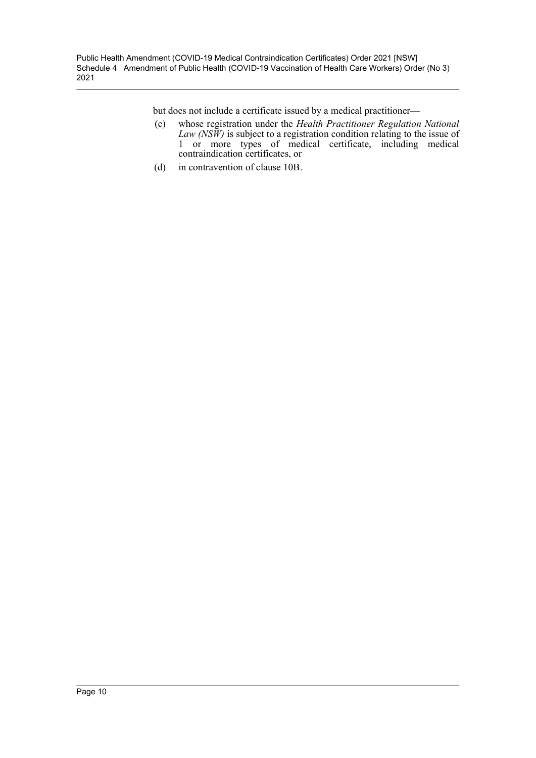but does not include a certificate issued by a medical practitioner—

(c) whose registration under the *Health Practitioner Regulation National Law (NSW)* is subject to a registration condition relating to the issue of 1 or more types of medical certificate, including medical contraindication certificates, or

(d) in contravention of clause 10B.